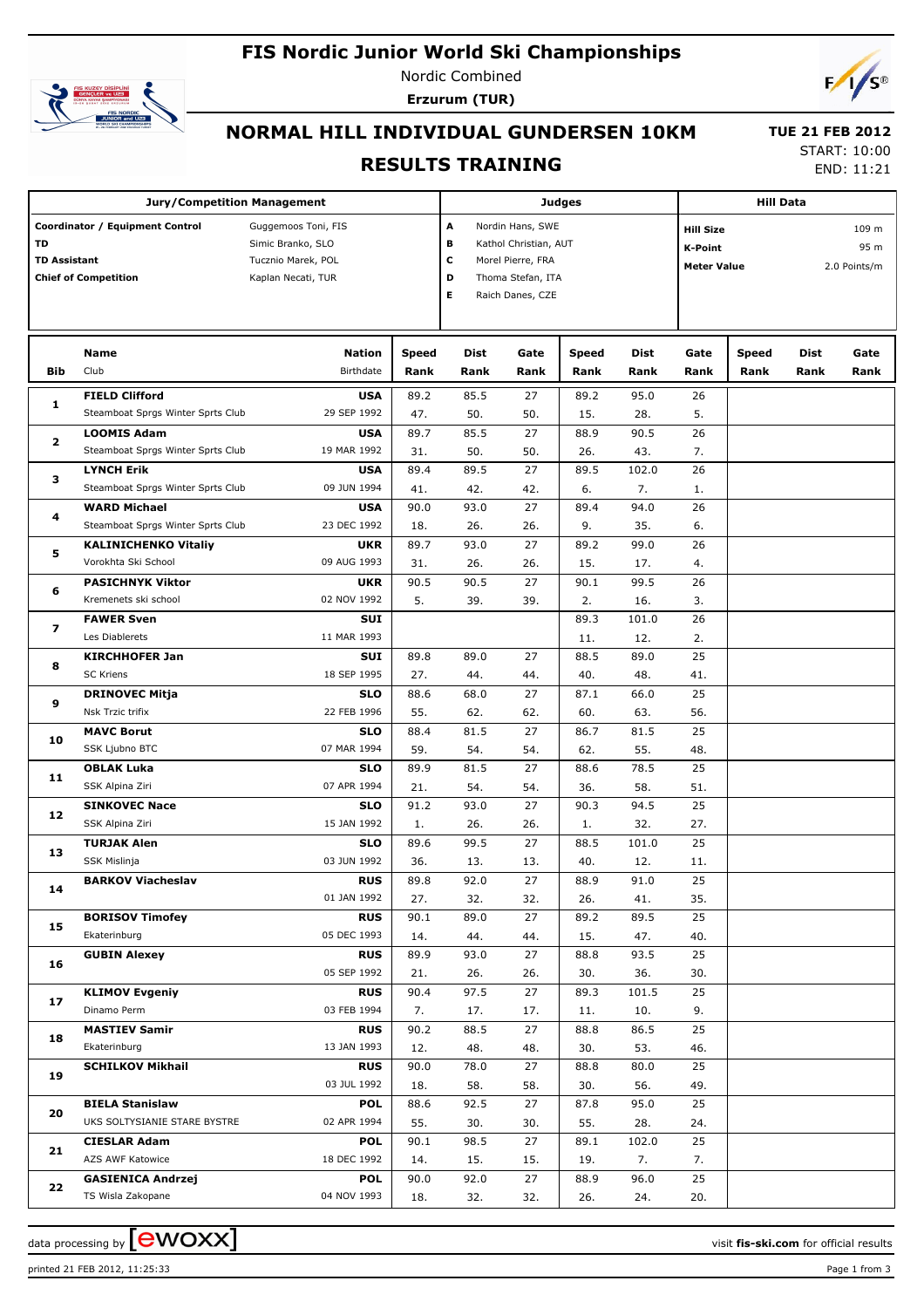# FIS Nordic Junior World Ski Championships

Nordic Combined

**Erzurum (TUR)**

## NORMAL HILL INDIVIDUAL GUNDERSEN 10KM

## RESULTS TRAINING

**TUE 21 FEB 2012**

START: 10:00

END: 11:21

| Jury/Competition Management | | Judges | | Hill Data | |
|---|---|---|---|---|---|
| **Coordinator / Equipment Control** | Guggemoos Toni, FIS | A | Nordin Hans, SWE | **Hill Size** | 109 m |
| **TD** | Simic Branko, SLO | B | Kathol Christian, AUT | **K-Point** | 95 m |
| **TD Assistant** | Tucznio Marek, POL | C | Morel Pierre, FRA | **Meter Value** | 2.0 Points/m |
| **Chief of Competition** | Kaplan Necati, TUR | D | Thoma Stefan, ITA | | |
| | | E | Raich Danes, CZE | | |

| Bib | Name / Club | Nation / Birthdate | Speed / Rank | Dist / Rank | Gate / Rank | Speed / Rank | Dist / Rank | Gate / Rank | Speed / Rank | Dist / Rank | Gate / Rank |
|---|---|---|---|---|---|---|---|---|---|---|---|
| 1 | **FIELD Clifford** | **USA** | 89.2 | 85.5 | 27 | 89.2 | 95.0 | 26 | | | |
| | Steamboat Sprgs Winter Sprts Club | 29 SEP 1992 | 47. | 50. | 50. | 15. | 28. | 5. | | | |
| 2 | **LOOMIS Adam** | **USA** | 89.7 | 85.5 | 27 | 88.9 | 90.5 | 26 | | | |
| | Steamboat Sprgs Winter Sprts Club | 19 MAR 1992 | 31. | 50. | 50. | 26. | 43. | 7. | | | |
| 3 | **LYNCH Erik** | **USA** | 89.4 | 89.5 | 27 | 89.5 | 102.0 | 26 | | | |
| | Steamboat Sprgs Winter Sprts Club | 09 JUN 1994 | 41. | 42. | 42. | 6. | 7. | 1. | | | |
| 4 | **WARD Michael** | **USA** | 90.0 | 93.0 | 27 | 89.4 | 94.0 | 26 | | | |
| | Steamboat Sprgs Winter Sprts Club | 23 DEC 1992 | 18. | 26. | 26. | 9. | 35. | 6. | | | |
| 5 | **KALINICHENKO Vitaliy** | **UKR** | 89.7 | 93.0 | 27 | 89.2 | 99.0 | 26 | | | |
| | Vorokhta Ski School | 09 AUG 1993 | 31. | 26. | 26. | 15. | 17. | 4. | | | |
| 6 | **PASICHNYK Viktor** | **UKR** | 90.5 | 90.5 | 27 | 90.1 | 99.5 | 26 | | | |
| | Kremenets ski school | 02 NOV 1992 | 5. | 39. | 39. | 2. | 16. | 3. | | | |
| 7 | **FAWER Sven** | **SUI** | | | | 89.3 | 101.0 | 26 | | | |
| | Les Diablerets | 11 MAR 1993 | | | | 11. | 12. | 2. | | | |
| 8 | **KIRCHHOFER Jan** | **SUI** | 89.8 | 89.0 | 27 | 88.5 | 89.0 | 25 | | | |
| | SC Kriens | 18 SEP 1995 | 27. | 44. | 44. | 40. | 48. | 41. | | | |
| 9 | **DRINOVEC Mitja** | **SLO** | 88.6 | 68.0 | 27 | 87.1 | 66.0 | 25 | | | |
| | Nsk Trzic trifix | 22 FEB 1996 | 55. | 62. | 62. | 60. | 63. | 56. | | | |
| 10 | **MAVC Borut** | **SLO** | 88.4 | 81.5 | 27 | 86.7 | 81.5 | 25 | | | |
| | SSK Ljubno BTC | 07 MAR 1994 | 59. | 54. | 54. | 62. | 55. | 48. | | | |
| 11 | **OBLAK Luka** | **SLO** | 89.9 | 81.5 | 27 | 88.6 | 78.5 | 25 | | | |
| | SSK Alpina Ziri | 07 APR 1994 | 21. | 54. | 54. | 36. | 58. | 51. | | | |
| 12 | **SINKOVEC Nace** | **SLO** | 91.2 | 93.0 | 27 | 90.3 | 94.5 | 25 | | | |
| | SSK Alpina Ziri | 15 JAN 1992 | 1. | 26. | 26. | 1. | 32. | 27. | | | |
| 13 | **TURJAK Alen** | **SLO** | 89.6 | 99.5 | 27 | 88.5 | 101.0 | 25 | | | |
| | SSK Mislinja | 03 JUN 1992 | 36. | 13. | 13. | 40. | 12. | 11. | | | |
| 14 | **BARKOV Viacheslav** | **RUS** | 89.8 | 92.0 | 27 | 88.9 | 91.0 | 25 | | | |
| | | 01 JAN 1992 | 27. | 32. | 32. | 26. | 41. | 35. | | | |
| 15 | **BORISOV Timofey** | **RUS** | 90.1 | 89.0 | 27 | 89.2 | 89.5 | 25 | | | |
| | Ekaterinburg | 05 DEC 1993 | 14. | 44. | 44. | 15. | 47. | 40. | | | |
| 16 | **GUBIN Alexey** | **RUS** | 89.9 | 93.0 | 27 | 88.8 | 93.5 | 25 | | | |
| | | 05 SEP 1992 | 21. | 26. | 26. | 30. | 36. | 30. | | | |
| 17 | **KLIMOV Evgeniy** | **RUS** | 90.4 | 97.5 | 27 | 89.3 | 101.5 | 25 | | | |
| | Dinamo Perm | 03 FEB 1994 | 7. | 17. | 17. | 11. | 10. | 9. | | | |
| 18 | **MASTIEV Samir** | **RUS** | 90.2 | 88.5 | 27 | 88.8 | 86.5 | 25 | | | |
| | Ekaterinburg | 13 JAN 1993 | 12. | 48. | 48. | 30. | 53. | 46. | | | |
| 19 | **SCHILKOV Mikhail** | **RUS** | 90.0 | 78.0 | 27 | 88.8 | 80.0 | 25 | | | |
| | | 03 JUL 1992 | 18. | 58. | 58. | 30. | 56. | 49. | | | |
| 20 | **BIELA Stanislaw** | **POL** | 88.6 | 92.5 | 27 | 87.8 | 95.0 | 25 | | | |
| | UKS SOLTYSIANIE STARE BYSTRE | 02 APR 1994 | 55. | 30. | 30. | 55. | 28. | 24. | | | |
| 21 | **CIESLAR Adam** | **POL** | 90.1 | 98.5 | 27 | 89.1 | 102.0 | 25 | | | |
| | AZS AWF Katowice | 18 DEC 1992 | 14. | 15. | 15. | 19. | 7. | 7. | | | |
| 22 | **GASIENICA Andrzej** | **POL** | 90.0 | 92.0 | 27 | 88.9 | 96.0 | 25 | | | |
| | TS Wisla Zakopane | 04 NOV 1993 | 18. | 32. | 32. | 26. | 24. | 20. | | | |

data processing by [ewoxx] visit **fis-ski.com** for official results

printed 21 FEB 2012, 11:25:33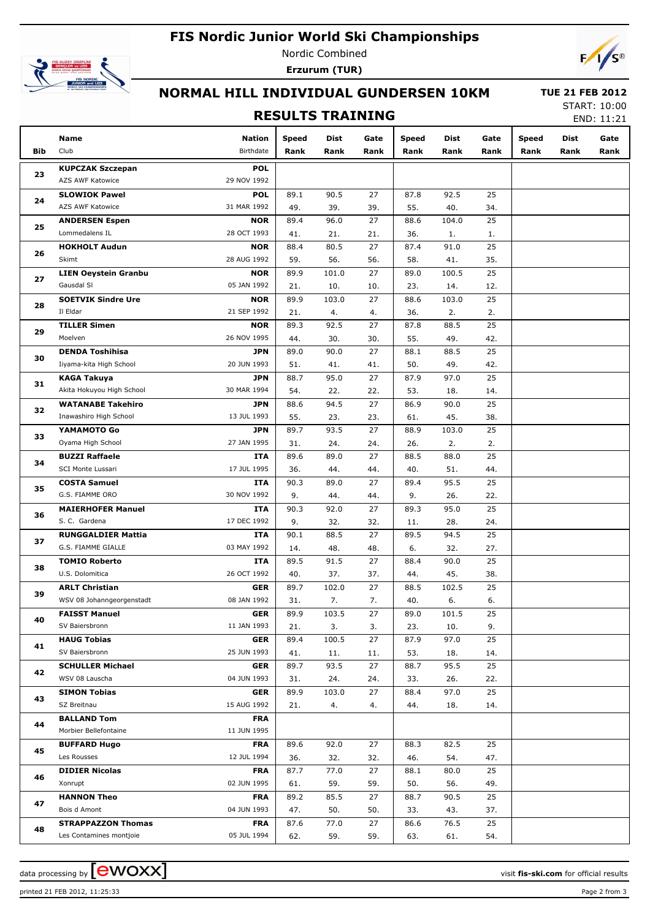# FIS Nordic Junior World Ski Championships

Nordic Combined

**Erzurum (TUR)**

## NORMAL HILL INDIVIDUAL GUNDERSEN 10KM

**TUE 21 FEB 2012**

START: 10:00

END: 11:21

## RESULTS TRAINING

| Bib | Name / Club | Nation / Birthdate | Speed Rank | Dist Rank | Gate Rank | Speed Rank | Dist Rank | Gate Rank | Speed Rank | Dist Rank | Gate Rank |
|---|---|---|---|---|---|---|---|---|---|---|---|
| 23 | **KUPCZAK Szczepan** | **POL** | | | | | | | | | |
| | AZS AWF Katowice | 29 NOV 1992 | | | | | | | | | |
| 24 | **SLOWIOK Pawel** | **POL** | 89.1 | 90.5 | 27 | 87.8 | 92.5 | 25 | | | |
| | AZS AWF Katowice | 31 MAR 1992 | 49. | 39. | 39. | 55. | 40. | 34. | | | |
| 25 | **ANDERSEN Espen** | **NOR** | 89.4 | 96.0 | 27 | 88.6 | 104.0 | 25 | | | |
| | Lommedalens IL | 28 OCT 1993 | 41. | 21. | 21. | 36. | 1. | 1. | | | |
| 26 | **HOKHOLT Audun** | **NOR** | 88.4 | 80.5 | 27 | 87.4 | 91.0 | 25 | | | |
| | Skimt | 28 AUG 1992 | 59. | 56. | 56. | 58. | 41. | 35. | | | |
| 27 | **LIEN Oeystein Granbu** | **NOR** | 89.9 | 101.0 | 27 | 89.0 | 100.5 | 25 | | | |
| | Gausdal Sl | 05 JAN 1992 | 21. | 10. | 10. | 23. | 14. | 12. | | | |
| 28 | **SOETVIK Sindre Ure** | **NOR** | 89.9 | 103.0 | 27 | 88.6 | 103.0 | 25 | | | |
| | Il Eldar | 21 SEP 1992 | 21. | 4. | 4. | 36. | 2. | 2. | | | |
| 29 | **TILLER Simen** | **NOR** | 89.3 | 92.5 | 27 | 87.8 | 88.5 | 25 | | | |
| | Moelven | 26 NOV 1995 | 44. | 30. | 30. | 55. | 49. | 42. | | | |
| 30 | **DENDA Toshihisa** | **JPN** | 89.0 | 90.0 | 27 | 88.1 | 88.5 | 25 | | | |
| | Iiyama-kita High School | 20 JUN 1993 | 51. | 41. | 41. | 50. | 49. | 42. | | | |
| 31 | **KAGA Takuya** | **JPN** | 88.7 | 95.0 | 27 | 87.9 | 97.0 | 25 | | | |
| | Akita Hokuyou High School | 30 MAR 1994 | 54. | 22. | 22. | 53. | 18. | 14. | | | |
| 32 | **WATANABE Takehiro** | **JPN** | 88.6 | 94.5 | 27 | 86.9 | 90.0 | 25 | | | |
| | Inawashiro High School | 13 JUL 1993 | 55. | 23. | 23. | 61. | 45. | 38. | | | |
| 33 | **YAMAMOTO Go** | **JPN** | 89.7 | 93.5 | 27 | 88.9 | 103.0 | 25 | | | |
| | Oyama High School | 27 JAN 1995 | 31. | 24. | 24. | 26. | 2. | 2. | | | |
| 34 | **BUZZI Raffaele** | **ITA** | 89.6 | 89.0 | 27 | 88.5 | 88.0 | 25 | | | |
| | SCI Monte Lussari | 17 JUL 1995 | 36. | 44. | 44. | 40. | 51. | 44. | | | |
| 35 | **COSTA Samuel** | **ITA** | 90.3 | 89.0 | 27 | 89.4 | 95.5 | 25 | | | |
| | G.S. FIAMME ORO | 30 NOV 1992 | 9. | 44. | 44. | 9. | 26. | 22. | | | |
| 36 | **MAIERHOFER Manuel** | **ITA** | 90.3 | 92.0 | 27 | 89.3 | 95.0 | 25 | | | |
| | S. C. Gardena | 17 DEC 1992 | 9. | 32. | 32. | 11. | 28. | 24. | | | |
| 37 | **RUNGGALDIER Mattia** | **ITA** | 90.1 | 88.5 | 27 | 89.5 | 94.5 | 25 | | | |
| | G.S. FIAMME GIALLE | 03 MAY 1992 | 14. | 48. | 48. | 6. | 32. | 27. | | | |
| 38 | **TOMIO Roberto** | **ITA** | 89.5 | 91.5 | 27 | 88.4 | 90.0 | 25 | | | |
| | U.S. Dolomitica | 26 OCT 1992 | 40. | 37. | 37. | 44. | 45. | 38. | | | |
| 39 | **ARLT Christian** | **GER** | 89.7 | 102.0 | 27 | 88.5 | 102.5 | 25 | | | |
| | WSV 08 Johanngeorgenstadt | 08 JAN 1992 | 31. | 7. | 7. | 40. | 6. | 6. | | | |
| 40 | **FAISST Manuel** | **GER** | 89.9 | 103.5 | 27 | 89.0 | 101.5 | 25 | | | |
| | SV Baiersbronn | 11 JAN 1993 | 21. | 3. | 3. | 23. | 10. | 9. | | | |
| 41 | **HAUG Tobias** | **GER** | 89.4 | 100.5 | 27 | 87.9 | 97.0 | 25 | | | |
| | SV Baiersbronn | 25 JUN 1993 | 41. | 11. | 11. | 53. | 18. | 14. | | | |
| 42 | **SCHULLER Michael** | **GER** | 89.7 | 93.5 | 27 | 88.7 | 95.5 | 25 | | | |
| | WSV 08 Lauscha | 04 JUN 1993 | 31. | 24. | 24. | 33. | 26. | 22. | | | |
| 43 | **SIMON Tobias** | **GER** | 89.9 | 103.0 | 27 | 88.4 | 97.0 | 25 | | | |
| | SZ Breitnau | 15 AUG 1992 | 21. | 4. | 4. | 44. | 18. | 14. | | | |
| 44 | **BALLAND Tom** | **FRA** | | | | | | | | | |
| | Morbier Bellefontaine | 11 JUN 1995 | | | | | | | | | |
| 45 | **BUFFARD Hugo** | **FRA** | 89.6 | 92.0 | 27 | 88.3 | 82.5 | 25 | | | |
| | Les Rousses | 12 JUL 1994 | 36. | 32. | 32. | 46. | 54. | 47. | | | |
| 46 | **DIDIER Nicolas** | **FRA** | 87.7 | 77.0 | 27 | 88.1 | 80.0 | 25 | | | |
| | Xonrupt | 02 JUN 1995 | 61. | 59. | 59. | 50. | 56. | 49. | | | |
| 47 | **HANNON Theo** | **FRA** | 89.2 | 85.5 | 27 | 88.7 | 90.5 | 25 | | | |
| | Bois d Amont | 04 JUN 1993 | 47. | 50. | 50. | 33. | 43. | 37. | | | |
| 48 | **STRAPPAZZON Thomas** | **FRA** | 87.6 | 77.0 | 27 | 86.6 | 76.5 | 25 | | | |
| | Les Contamines montjoie | 05 JUL 1994 | 62. | 59. | 59. | 63. | 61. | 54. | | | |

data processing by ewoxx — visit fis-ski.com for official results

printed 21 FEB 2012, 11:25:33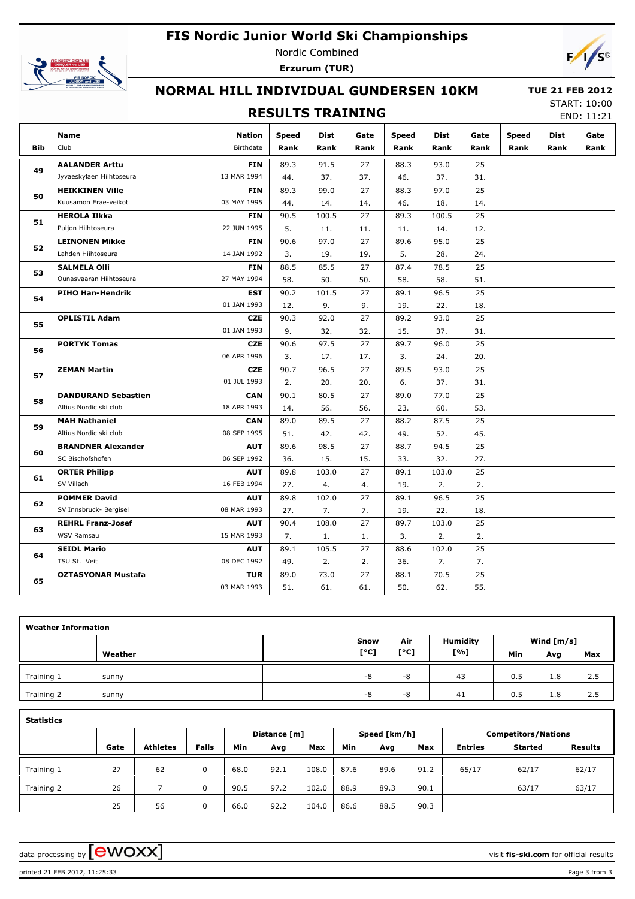# FIS Nordic Junior World Ski Championships

Nordic Combined

**Erzurum (TUR)**

## NORMAL HILL INDIVIDUAL GUNDERSEN 10KM

**TUE 21 FEB 2012**

START: 10:00

END: 11:21

## RESULTS TRAINING

| Bib | Name / Club | Nation / Birthdate | Speed / Rank | Dist / Rank | Gate / Rank | Speed / Rank | Dist / Rank | Gate / Rank | Speed / Rank | Dist / Rank | Gate / Rank |
|---|---|---|---|---|---|---|---|---|---|---|---|
| 49 | **AALANDER Arttu** | **FIN** | 89.3 | 91.5 | 27 | 88.3 | 93.0 | 25 | | | |
| | Jyvaeskylaen Hiihtoseura | 13 MAR 1994 | 44. | 37. | 37. | 46. | 37. | 31. | | | |
| 50 | **HEIKKINEN Ville** | **FIN** | 89.3 | 99.0 | 27 | 88.3 | 97.0 | 25 | | | |
| | Kuusamon Erae-veikot | 03 MAY 1995 | 44. | 14. | 14. | 46. | 18. | 14. | | | |
| 51 | **HEROLA Ilkka** | **FIN** | 90.5 | 100.5 | 27 | 89.3 | 100.5 | 25 | | | |
| | Puijon Hiihtoseura | 22 JUN 1995 | 5. | 11. | 11. | 11. | 14. | 12. | | | |
| 52 | **LEINONEN Mikke** | **FIN** | 90.6 | 97.0 | 27 | 89.6 | 95.0 | 25 | | | |
| | Lahden Hiihtoseura | 14 JAN 1992 | 3. | 19. | 19. | 5. | 28. | 24. | | | |
| 53 | **SALMELA Olli** | **FIN** | 88.5 | 85.5 | 27 | 87.4 | 78.5 | 25 | | | |
| | Ounasvaaran Hiihtoseura | 27 MAY 1994 | 58. | 50. | 50. | 58. | 58. | 51. | | | |
| 54 | **PIHO Han-Hendrik** | **EST** | 90.2 | 101.5 | 27 | 89.1 | 96.5 | 25 | | | |
| | | 01 JAN 1993 | 12. | 9. | 9. | 19. | 22. | 18. | | | |
| 55 | **OPLISTIL Adam** | **CZE** | 90.3 | 92.0 | 27 | 89.2 | 93.0 | 25 | | | |
| | | 01 JAN 1993 | 9. | 32. | 32. | 15. | 37. | 31. | | | |
| 56 | **PORTYK Tomas** | **CZE** | 90.6 | 97.5 | 27 | 89.7 | 96.0 | 25 | | | |
| | | 06 APR 1996 | 3. | 17. | 17. | 3. | 24. | 20. | | | |
| 57 | **ZEMAN Martin** | **CZE** | 90.7 | 96.5 | 27 | 89.5 | 93.0 | 25 | | | |
| | | 01 JUL 1993 | 2. | 20. | 20. | 6. | 37. | 31. | | | |
| 58 | **DANDURAND Sebastien** | **CAN** | 90.1 | 80.5 | 27 | 89.0 | 77.0 | 25 | | | |
| | Altius Nordic ski club | 18 APR 1993 | 14. | 56. | 56. | 23. | 60. | 53. | | | |
| 59 | **MAH Nathaniel** | **CAN** | 89.0 | 89.5 | 27 | 88.2 | 87.5 | 25 | | | |
| | Altius Nordic ski club | 08 SEP 1995 | 51. | 42. | 42. | 49. | 52. | 45. | | | |
| 60 | **BRANDNER Alexander** | **AUT** | 89.6 | 98.5 | 27 | 88.7 | 94.5 | 25 | | | |
| | SC Bischofshofen | 06 SEP 1992 | 36. | 15. | 15. | 33. | 32. | 27. | | | |
| 61 | **ORTER Philipp** | **AUT** | 89.8 | 103.0 | 27 | 89.1 | 103.0 | 25 | | | |
| | SV Villach | 16 FEB 1994 | 27. | 4. | 4. | 19. | 2. | 2. | | | |
| 62 | **POMMER David** | **AUT** | 89.8 | 102.0 | 27 | 89.1 | 96.5 | 25 | | | |
| | SV Innsbruck- Bergisel | 08 MAR 1993 | 27. | 7. | 7. | 19. | 22. | 18. | | | |
| 63 | **REHRL Franz-Josef** | **AUT** | 90.4 | 108.0 | 27 | 89.7 | 103.0 | 25 | | | |
| | WSV Ramsau | 15 MAR 1993 | 7. | 1. | 1. | 3. | 2. | 2. | | | |
| 64 | **SEIDL Mario** | **AUT** | 89.1 | 105.5 | 27 | 88.6 | 102.0 | 25 | | | |
| | TSU St. Veit | 08 DEC 1992 | 49. | 2. | 2. | 36. | 7. | 7. | | | |
| 65 | **OZTASYONAR Mustafa** | **TUR** | 89.0 | 73.0 | 27 | 88.1 | 70.5 | 25 | | | |
| | | 03 MAR 1993 | 51. | 61. | 61. | 50. | 62. | 55. | | | |

### Weather Information

| | Weather | Snow [°C] | Air [°C] | Humidity [%] | Wind [m/s] Min | Avg | Max |
|---|---|---|---|---|---|---|---|
| Training 1 | sunny | -8 | -8 | 43 | 0.5 | 1.8 | 2.5 |
| Training 2 | sunny | -8 | -8 | 41 | 0.5 | 1.8 | 2.5 |

### Statistics

| | Gate | Athletes | Falls | Distance [m] Min | Avg | Max | Speed [km/h] Min | Avg | Max | Competitors/Nations Entries | Started | Results |
|---|---|---|---|---|---|---|---|---|---|---|---|---|
| Training 1 | 27 | 62 | 0 | 68.0 | 92.1 | 108.0 | 87.6 | 89.6 | 91.2 | 65/17 | 62/17 | 62/17 |
| Training 2 | 26 | 7 | 0 | 90.5 | 97.2 | 102.0 | 88.9 | 89.3 | 90.1 | | 63/17 | 63/17 |
| | 25 | 56 | 0 | 66.0 | 92.2 | 104.0 | 86.6 | 88.5 | 90.3 | | | |

data processing by ewoxx — visit **fis-ski.com** for official results

printed 21 FEB 2012, 11:25:33